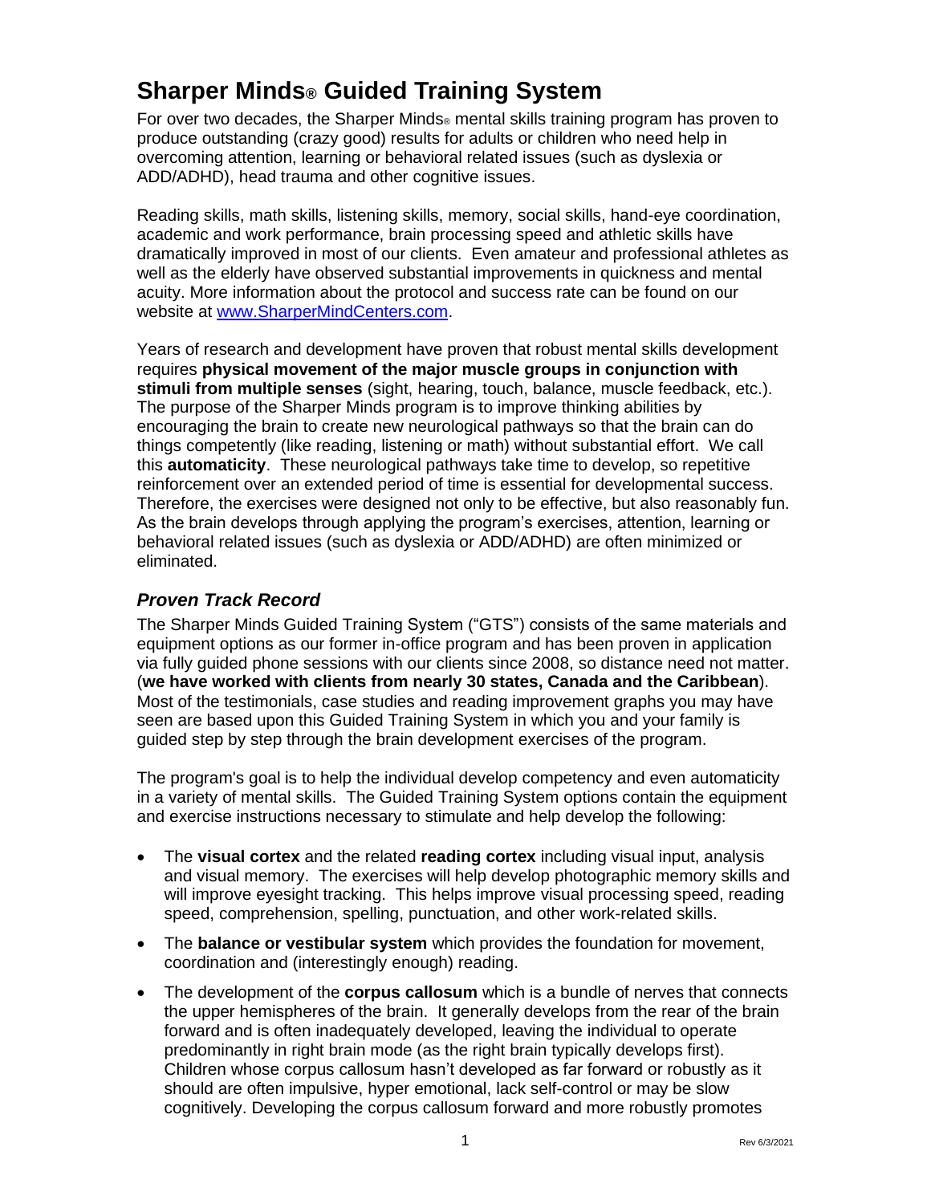# Sharper Minds® Guided Training System

For over two decades, the Sharper Minds® mental skills training program has proven to produce outstanding (crazy good) results for adults or children who need help in overcoming attention, learning or behavioral related issues (such as dyslexia or ADD/ADHD), head trauma and other cognitive issues.

Reading skills, math skills, listening skills, memory, social skills, hand-eye coordination, academic and work performance, brain processing speed and athletic skills have dramatically improved in most of our clients. Even amateur and professional athletes as well as the elderly have observed substantial improvements in quickness and mental acuity. More information about the protocol and success rate can be found on our website at [www.SharperMindCenters.com](www.SharperMindCenters.com).

Years of research and development have proven that robust mental skills development requires **physical movement of the major muscle groups in conjunction with stimuli from multiple senses** (sight, hearing, touch, balance, muscle feedback, etc.). The purpose of the Sharper Minds program is to improve thinking abilities by encouraging the brain to create new neurological pathways so that the brain can do things competently (like reading, listening or math) without substantial effort. We call this **automaticity**. These neurological pathways take time to develop, so repetitive reinforcement over an extended period of time is essential for developmental success. Therefore, the exercises were designed not only to be effective, but also reasonably fun. As the brain develops through applying the program's exercises, attention, learning or behavioral related issues (such as dyslexia or ADD/ADHD) are often minimized or eliminated.

## *Proven Track Record*

The Sharper Minds Guided Training System ("GTS") consists of the same materials and equipment options as our former in-office program and has been proven in application via fully guided phone sessions with our clients since 2008, so distance need not matter. (**we have worked with clients from nearly 30 states, Canada and the Caribbean**). Most of the testimonials, case studies and reading improvement graphs you may have seen are based upon this Guided Training System in which you and your family is guided step by step through the brain development exercises of the program.

The program's goal is to help the individual develop competency and even automaticity in a variety of mental skills. The Guided Training System options contain the equipment and exercise instructions necessary to stimulate and help develop the following:

- The **visual cortex** and the related **reading cortex** including visual input, analysis and visual memory. The exercises will help develop photographic memory skills and will improve eyesight tracking. This helps improve visual processing speed, reading speed, comprehension, spelling, punctuation, and other work-related skills.
- The **balance or vestibular system** which provides the foundation for movement, coordination and (interestingly enough) reading.
- The development of the **corpus callosum** which is a bundle of nerves that connects the upper hemispheres of the brain. It generally develops from the rear of the brain forward and is often inadequately developed, leaving the individual to operate predominantly in right brain mode (as the right brain typically develops first). Children whose corpus callosum hasn't developed as far forward or robustly as it should are often impulsive, hyper emotional, lack self-control or may be slow cognitively. Developing the corpus callosum forward and more robustly promotes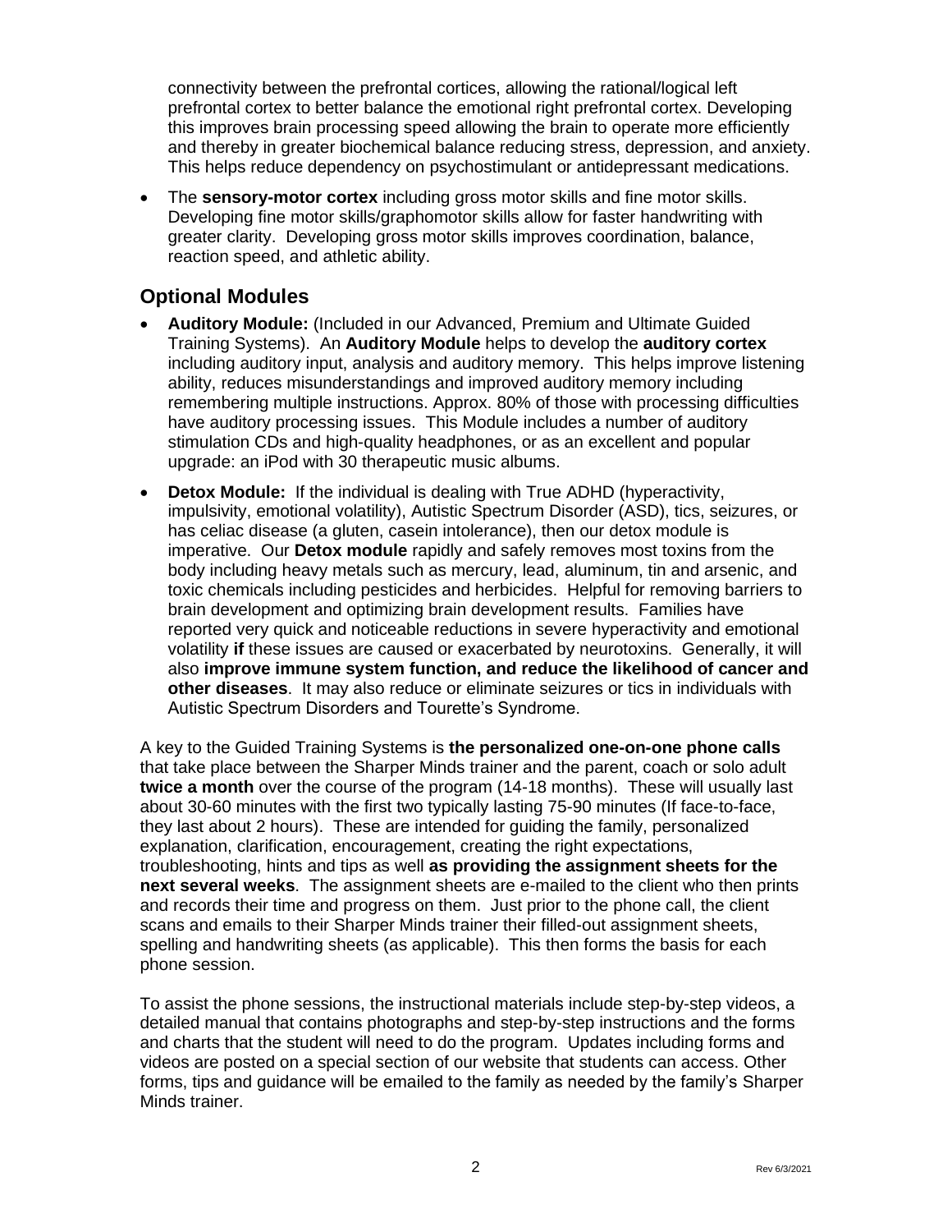connectivity between the prefrontal cortices, allowing the rational/logical left prefrontal cortex to better balance the emotional right prefrontal cortex. Developing this improves brain processing speed allowing the brain to operate more efficiently and thereby in greater biochemical balance reducing stress, depression, and anxiety. This helps reduce dependency on psychostimulant or antidepressant medications.

- The **sensory-motor cortex** including gross motor skills and fine motor skills. Developing fine motor skills/graphomotor skills allow for faster handwriting with greater clarity. Developing gross motor skills improves coordination, balance, reaction speed, and athletic ability.

## Optional Modules

- **Auditory Module:** (Included in our Advanced, Premium and Ultimate Guided Training Systems). An **Auditory Module** helps to develop the **auditory cortex** including auditory input, analysis and auditory memory. This helps improve listening ability, reduces misunderstandings and improved auditory memory including remembering multiple instructions. Approx. 80% of those with processing difficulties have auditory processing issues. This Module includes a number of auditory stimulation CDs and high-quality headphones, or as an excellent and popular upgrade: an iPod with 30 therapeutic music albums.
- **Detox Module:** If the individual is dealing with True ADHD (hyperactivity, impulsivity, emotional volatility), Autistic Spectrum Disorder (ASD), tics, seizures, or has celiac disease (a gluten, casein intolerance), then our detox module is imperative. Our **Detox module** rapidly and safely removes most toxins from the body including heavy metals such as mercury, lead, aluminum, tin and arsenic, and toxic chemicals including pesticides and herbicides. Helpful for removing barriers to brain development and optimizing brain development results. Families have reported very quick and noticeable reductions in severe hyperactivity and emotional volatility **if** these issues are caused or exacerbated by neurotoxins. Generally, it will also **improve immune system function, and reduce the likelihood of cancer and other diseases**. It may also reduce or eliminate seizures or tics in individuals with Autistic Spectrum Disorders and Tourette's Syndrome.

A key to the Guided Training Systems is **the personalized one-on-one phone calls** that take place between the Sharper Minds trainer and the parent, coach or solo adult **twice a month** over the course of the program (14-18 months). These will usually last about 30-60 minutes with the first two typically lasting 75-90 minutes (If face-to-face, they last about 2 hours). These are intended for guiding the family, personalized explanation, clarification, encouragement, creating the right expectations, troubleshooting, hints and tips as well **as providing the assignment sheets for the next several weeks**. The assignment sheets are e-mailed to the client who then prints and records their time and progress on them. Just prior to the phone call, the client scans and emails to their Sharper Minds trainer their filled-out assignment sheets, spelling and handwriting sheets (as applicable). This then forms the basis for each phone session.

To assist the phone sessions, the instructional materials include step-by-step videos, a detailed manual that contains photographs and step-by-step instructions and the forms and charts that the student will need to do the program. Updates including forms and videos are posted on a special section of our website that students can access. Other forms, tips and guidance will be emailed to the family as needed by the family's Sharper Minds trainer.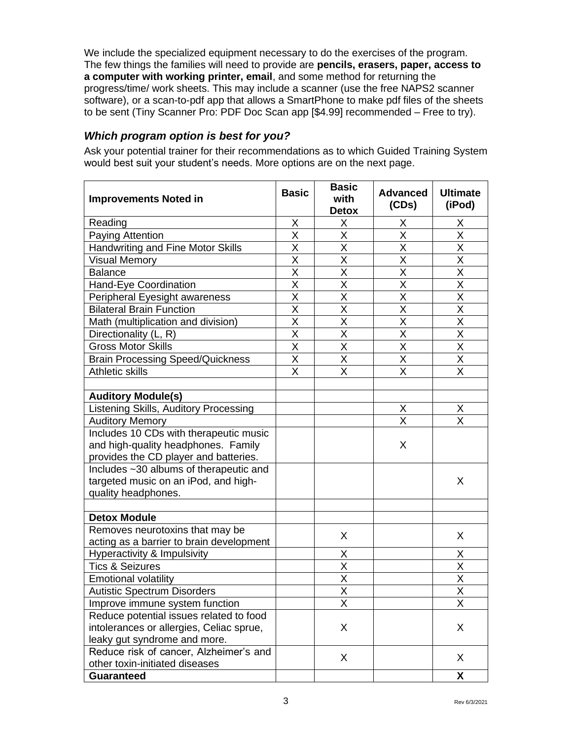We include the specialized equipment necessary to do the exercises of the program. The few things the families will need to provide are **pencils, erasers, paper, access to a computer with working printer, email**, and some method for returning the progress/time/ work sheets. This may include a scanner (use the free NAPS2 scanner software), or a scan-to-pdf app that allows a SmartPhone to make pdf files of the sheets to be sent (Tiny Scanner Pro: PDF Doc Scan app [$4.99] recommended – Free to try).

### *Which program option is best for you?*

Ask your potential trainer for their recommendations as to which Guided Training System would best suit your student's needs. More options are on the next page.

| Improvements Noted in | Basic | Basic with Detox | Advanced (CDs) | Ultimate (iPod) |
|---|---|---|---|---|
| Reading | X | X | X | X |
| Paying Attention | X | X | X | X |
| Handwriting and Fine Motor Skills | X | X | X | X |
| Visual Memory | X | X | X | X |
| Balance | X | X | X | X |
| Hand-Eye Coordination | X | X | X | X |
| Peripheral Eyesight awareness | X | X | X | X |
| Bilateral Brain Function | X | X | X | X |
| Math (multiplication and division) | X | X | X | X |
| Directionality (L, R) | X | X | X | X |
| Gross Motor Skills | X | X | X | X |
| Brain Processing Speed/Quickness | X | X | X | X |
| Athletic skills | X | X | X | X |
| | | | | |
| **Auditory Module(s)** | | | | |
| Listening Skills, Auditory Processing | | | X | X |
| Auditory Memory | | | X | X |
| Includes 10 CDs with therapeutic music and high-quality headphones. Family provides the CD player and batteries. | | | X | |
| Includes ~30 albums of therapeutic and targeted music on an iPod, and high-quality headphones. | | | | X |
| | | | | |
| **Detox Module** | | | | |
| Removes neurotoxins that may be acting as a barrier to brain development | | X | | X |
| Hyperactivity & Impulsivity | | X | | X |
| Tics & Seizures | | X | | X |
| Emotional volatility | | X | | X |
| Autistic Spectrum Disorders | | X | | X |
| Improve immune system function | | X | | X |
| Reduce potential issues related to food intolerances or allergies, Celiac sprue, leaky gut syndrome and more. | | X | | X |
| Reduce risk of cancer, Alzheimer's and other toxin-initiated diseases | | X | | X |
| **Guaranteed** | | | | **X** |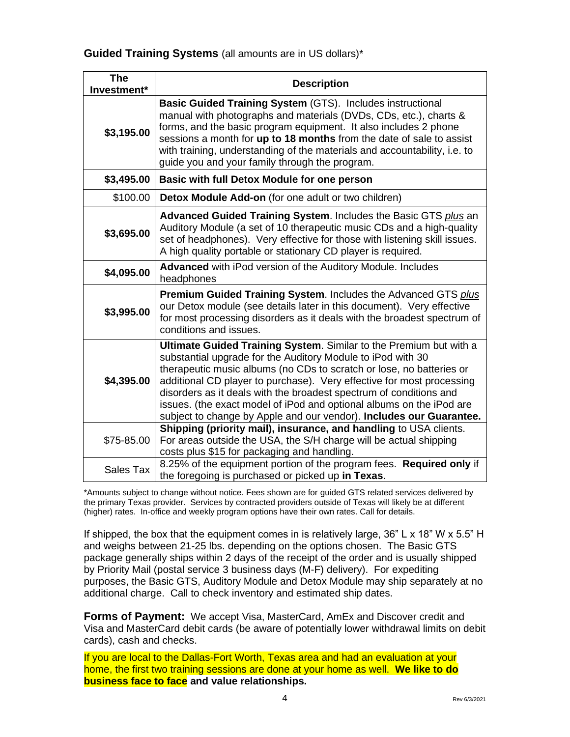**Guided Training Systems** (all amounts are in US dollars)*

| The Investment* | Description |
|---|---|
| **$3,195.00** | **Basic Guided Training System** (GTS). Includes instructional manual with photographs and materials (DVDs, CDs, etc.), charts & forms, and the basic program equipment. It also includes 2 phone sessions a month for **up to 18 months** from the date of sale to assist with training, understanding of the materials and accountability, i.e. to guide you and your family through the program. |
| **$3,495.00** | **Basic with full Detox Module for one person** |
| $100.00 | **Detox Module Add-on** (for one adult or two children) |
| **$3,695.00** | **Advanced Guided Training System**. Includes the Basic GTS *plus* an Auditory Module (a set of 10 therapeutic music CDs and a high-quality set of headphones). Very effective for those with listening skill issues. A high quality portable or stationary CD player is required. |
| **$4,095.00** | **Advanced** with iPod version of the Auditory Module. Includes headphones |
| **$3,995.00** | **Premium Guided Training System**. Includes the Advanced GTS *plus* our Detox module (see details later in this document). Very effective for most processing disorders as it deals with the broadest spectrum of conditions and issues. |
| **$4,395.00** | **Ultimate Guided Training System**. Similar to the Premium but with a substantial upgrade for the Auditory Module to iPod with 30 therapeutic music albums (no CDs to scratch or lose, no batteries or additional CD player to purchase). Very effective for most processing disorders as it deals with the broadest spectrum of conditions and issues. (the exact model of iPod and optional albums on the iPod are subject to change by Apple and our vendor). **Includes our Guarantee.** |
| $75-85.00 | **Shipping (priority mail), insurance, and handling** to USA clients. For areas outside the USA, the S/H charge will be actual shipping costs plus $15 for packaging and handling. |
| Sales Tax | 8.25% of the equipment portion of the program fees. **Required only** if the foregoing is purchased or picked up **in Texas**. |

*Amounts subject to change without notice. Fees shown are for guided GTS related services delivered by the primary Texas provider. Services by contracted providers outside of Texas will likely be at different (higher) rates. In-office and weekly program options have their own rates. Call for details.

If shipped, the box that the equipment comes in is relatively large, 36" L x 18" W x 5.5" H and weighs between 21-25 lbs. depending on the options chosen. The Basic GTS package generally ships within 2 days of the receipt of the order and is usually shipped by Priority Mail (postal service 3 business days (M-F) delivery). For expediting purposes, the Basic GTS, Auditory Module and Detox Module may ship separately at no additional charge. Call to check inventory and estimated ship dates.

**Forms of Payment:** We accept Visa, MasterCard, AmEx and Discover credit and Visa and MasterCard debit cards (be aware of potentially lower withdrawal limits on debit cards), cash and checks.

If you are local to the Dallas-Fort Worth, Texas area and had an evaluation at your home, the first two training sessions are done at your home as well. **We like to do business face to face and value relationships.**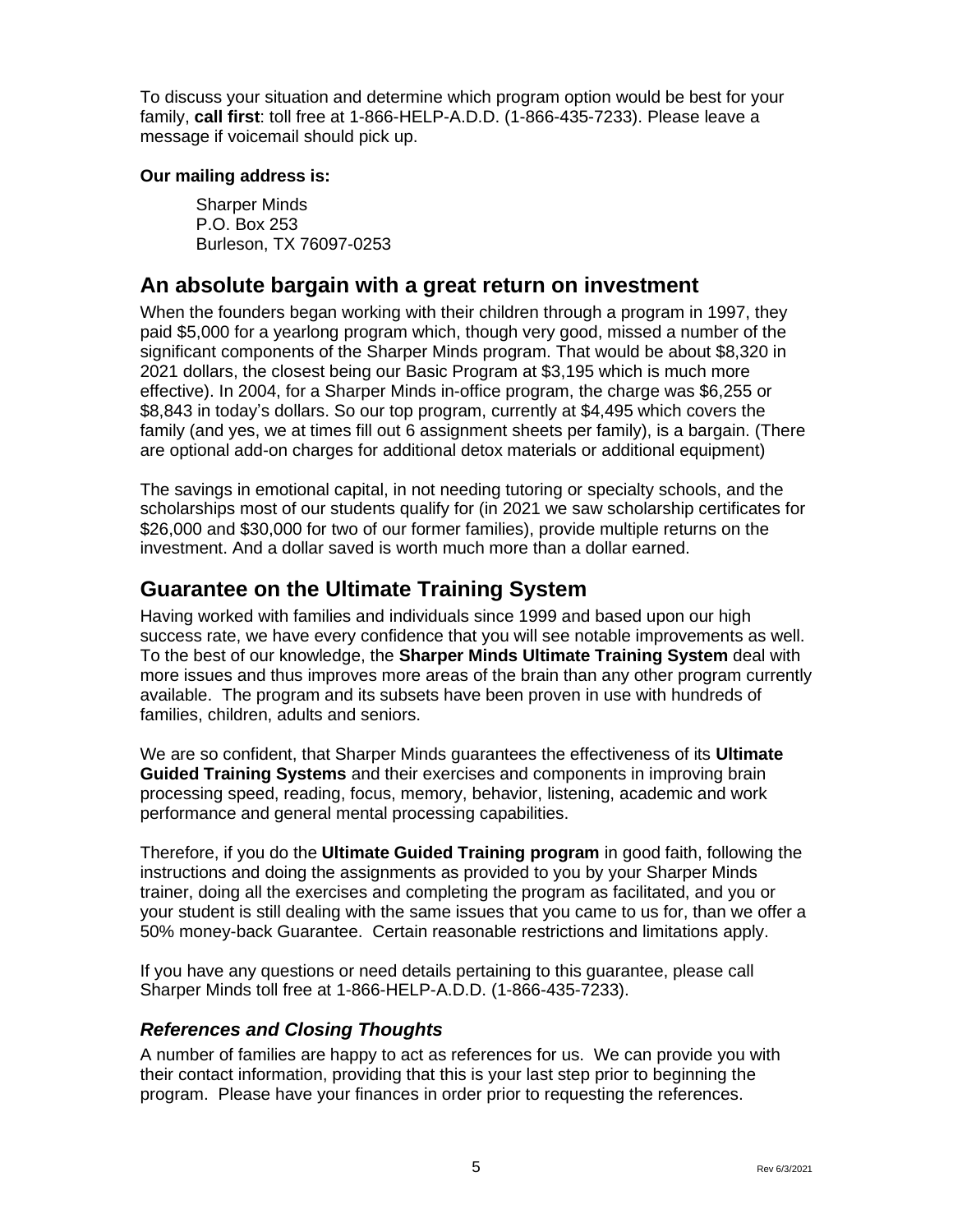To discuss your situation and determine which program option would be best for your family, **call first**: toll free at 1-866-HELP-A.D.D. (1-866-435-7233). Please leave a message if voicemail should pick up.

**Our mailing address is:**

Sharper Minds
P.O. Box 253
Burleson, TX 76097-0253

## An absolute bargain with a great return on investment

When the founders began working with their children through a program in 1997, they paid $5,000 for a yearlong program which, though very good, missed a number of the significant components of the Sharper Minds program. That would be about $8,320 in 2021 dollars, the closest being our Basic Program at $3,195 which is much more effective). In 2004, for a Sharper Minds in-office program, the charge was $6,255 or $8,843 in today's dollars. So our top program, currently at $4,495 which covers the family (and yes, we at times fill out 6 assignment sheets per family), is a bargain. (There are optional add-on charges for additional detox materials or additional equipment)

The savings in emotional capital, in not needing tutoring or specialty schools, and the scholarships most of our students qualify for (in 2021 we saw scholarship certificates for $26,000 and $30,000 for two of our former families), provide multiple returns on the investment. And a dollar saved is worth much more than a dollar earned.

## Guarantee on the Ultimate Training System

Having worked with families and individuals since 1999 and based upon our high success rate, we have every confidence that you will see notable improvements as well. To the best of our knowledge, the **Sharper Minds Ultimate Training System** deal with more issues and thus improves more areas of the brain than any other program currently available. The program and its subsets have been proven in use with hundreds of families, children, adults and seniors.

We are so confident, that Sharper Minds guarantees the effectiveness of its **Ultimate Guided Training Systems** and their exercises and components in improving brain processing speed, reading, focus, memory, behavior, listening, academic and work performance and general mental processing capabilities.

Therefore, if you do the **Ultimate Guided Training program** in good faith, following the instructions and doing the assignments as provided to you by your Sharper Minds trainer, doing all the exercises and completing the program as facilitated, and you or your student is still dealing with the same issues that you came to us for, than we offer a 50% money-back Guarantee. Certain reasonable restrictions and limitations apply.

If you have any questions or need details pertaining to this guarantee, please call Sharper Minds toll free at 1-866-HELP-A.D.D. (1-866-435-7233).

### *References and Closing Thoughts*

A number of families are happy to act as references for us. We can provide you with their contact information, providing that this is your last step prior to beginning the program. Please have your finances in order prior to requesting the references.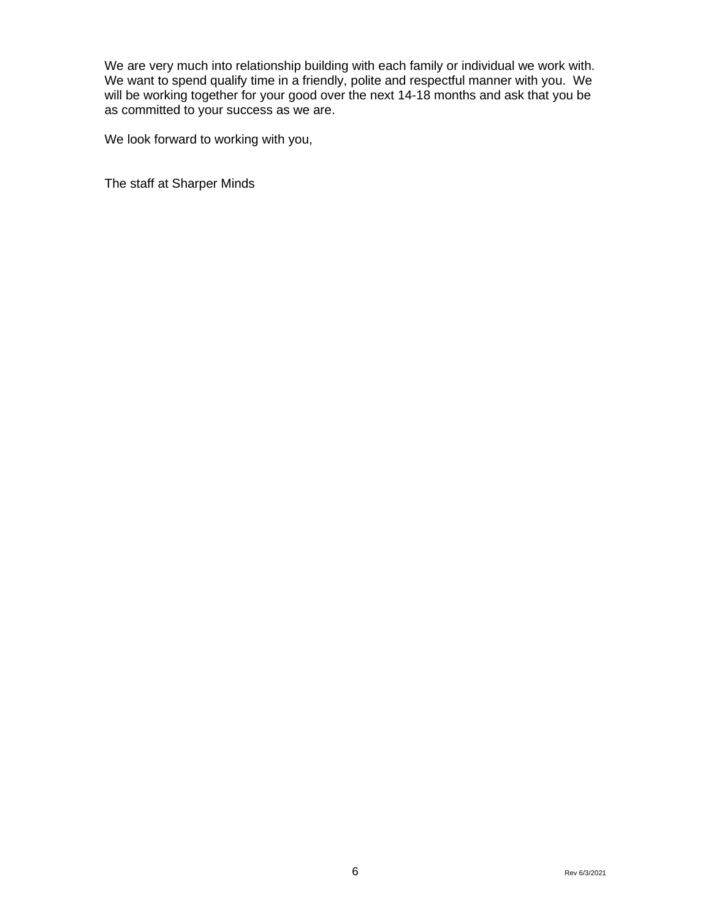We are very much into relationship building with each family or individual we work with. We want to spend qualify time in a friendly, polite and respectful manner with you. We will be working together for your good over the next 14-18 months and ask that you be as committed to your success as we are.

We look forward to working with you,

The staff at Sharper Minds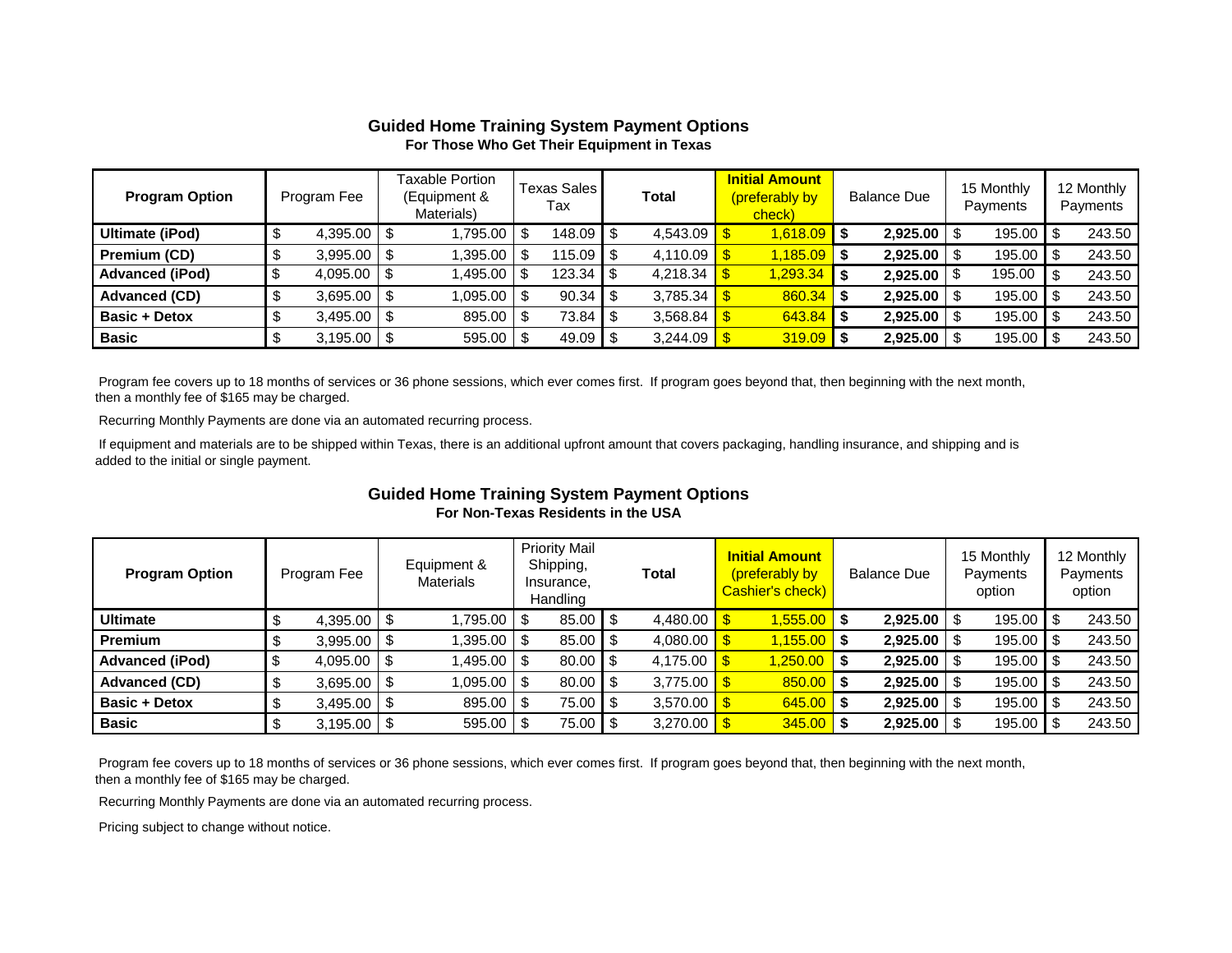## Guided Home Training System Payment Options

### For Those Who Get Their Equipment in Texas

| **Program Option** | Program Fee | Taxable Portion (Equipment & Materials) | Texas Sales Tax | **Total** | **Initial Amount** (preferably by check) | Balance Due | 15 Monthly Payments | 12 Monthly Payments |
|---|---|---|---|---|---|---|---|---|
| **Ultimate (iPod)** | $ 4,395.00 | $ 1,795.00 | $ 148.09 | $ 4,543.09 | $ 1,618.09 | **$ 2,925.00** | $ 195.00 | $ 243.50 |
| **Premium (CD)** | $ 3,995.00 | $ 1,395.00 | $ 115.09 | $ 4,110.09 | $ 1,185.09 | **$ 2,925.00** | $ 195.00 | $ 243.50 |
| **Advanced (iPod)** | $ 4,095.00 | $ 1,495.00 | $ 123.34 | $ 4,218.34 | $ 1,293.34 | **$ 2,925.00** | $ 195.00 | $ 243.50 |
| **Advanced (CD)** | $ 3,695.00 | $ 1,095.00 | $ 90.34 | $ 3,785.34 | $ 860.34 | **$ 2,925.00** | $ 195.00 | $ 243.50 |
| **Basic + Detox** | $ 3,495.00 | $ 895.00 | $ 73.84 | $ 3,568.84 | $ 643.84 | **$ 2,925.00** | $ 195.00 | $ 243.50 |
| **Basic** | $ 3,195.00 | $ 595.00 | $ 49.09 | $ 3,244.09 | $ 319.09 | **$ 2,925.00** | $ 195.00 | $ 243.50 |

Program fee covers up to 18 months of services or 36 phone sessions, which ever comes first. If program goes beyond that, then beginning with the next month, then a monthly fee of $165 may be charged.

Recurring Monthly Payments are done via an automated recurring process.

If equipment and materials are to be shipped within Texas, there is an additional upfront amount that covers packaging, handling insurance, and shipping and is added to the initial or single payment.

## Guided Home Training System Payment Options

### For Non-Texas Residents in the USA

| **Program Option** | Program Fee | Equipment & Materials | Priority Mail Shipping, Insurance, Handling | **Total** | **Initial Amount** (preferably by Cashier's check) | Balance Due | 15 Monthly Payments option | 12 Monthly Payments option |
|---|---|---|---|---|---|---|---|---|
| **Ultimate** | $ 4,395.00 | $ 1,795.00 | $ 85.00 | $ 4,480.00 | $ 1,555.00 | **$ 2,925.00** | $ 195.00 | $ 243.50 |
| **Premium** | $ 3,995.00 | $ 1,395.00 | $ 85.00 | $ 4,080.00 | $ 1,155.00 | **$ 2,925.00** | $ 195.00 | $ 243.50 |
| **Advanced (iPod)** | $ 4,095.00 | $ 1,495.00 | $ 80.00 | $ 4,175.00 | $ 1,250.00 | **$ 2,925.00** | $ 195.00 | $ 243.50 |
| **Advanced (CD)** | $ 3,695.00 | $ 1,095.00 | $ 80.00 | $ 3,775.00 | $ 850.00 | **$ 2,925.00** | $ 195.00 | $ 243.50 |
| **Basic + Detox** | $ 3,495.00 | $ 895.00 | $ 75.00 | $ 3,570.00 | $ 645.00 | **$ 2,925.00** | $ 195.00 | $ 243.50 |
| **Basic** | $ 3,195.00 | $ 595.00 | $ 75.00 | $ 3,270.00 | $ 345.00 | **$ 2,925.00** | $ 195.00 | $ 243.50 |

Program fee covers up to 18 months of services or 36 phone sessions, which ever comes first. If program goes beyond that, then beginning with the next month, then a monthly fee of $165 may be charged.

Recurring Monthly Payments are done via an automated recurring process.

Pricing subject to change without notice.